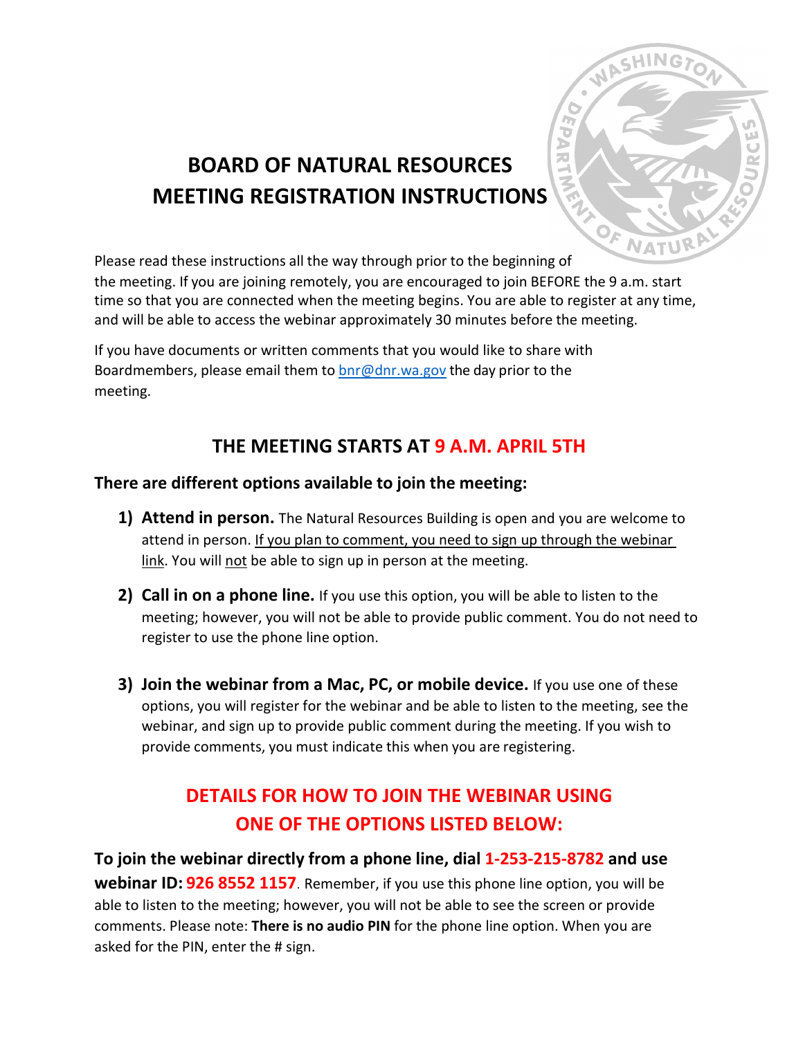# BOARD OF NATURAL RESOURCES MEETING REGISTRATION INSTRUCTIONS

Please read these instructions all the way through prior to the beginning of the meeting. If you are joining remotely, you are encouraged to join BEFORE the 9 a.m. start time so that you are connected when the meeting begins. You are able to register at any time, and will be able to access the webinar approximately 30 minutes before the meeting.

If you have documents or written comments that you would like to share with Boardmembers, please email them to bnr@dnr.wa.gov the day prior to the meeting.

## THE MEETING STARTS AT 9 A.M. APRIL 5TH

### There are different options available to join the meeting:

1) **Attend in person.** The Natural Resources Building is open and you are welcome to attend in person. If you plan to comment, you need to sign up through the webinar link. You will not be able to sign up in person at the meeting.

2) **Call in on a phone line.** If you use this option, you will be able to listen to the meeting; however, you will not be able to provide public comment. You do not need to register to use the phone line option.

3) **Join the webinar from a Mac, PC, or mobile device.** If you use one of these options, you will register for the webinar and be able to listen to the meeting, see the webinar, and sign up to provide public comment during the meeting. If you wish to provide comments, you must indicate this when you are registering.

## DETAILS FOR HOW TO JOIN THE WEBINAR USING ONE OF THE OPTIONS LISTED BELOW:

**To join the webinar directly from a phone line, dial 1-253-215-8782 and use webinar ID: 926 8552 1157**. Remember, if you use this phone line option, you will be able to listen to the meeting; however, you will not be able to see the screen or provide comments. Please note: **There is no audio PIN** for the phone line option. When you are asked for the PIN, enter the # sign.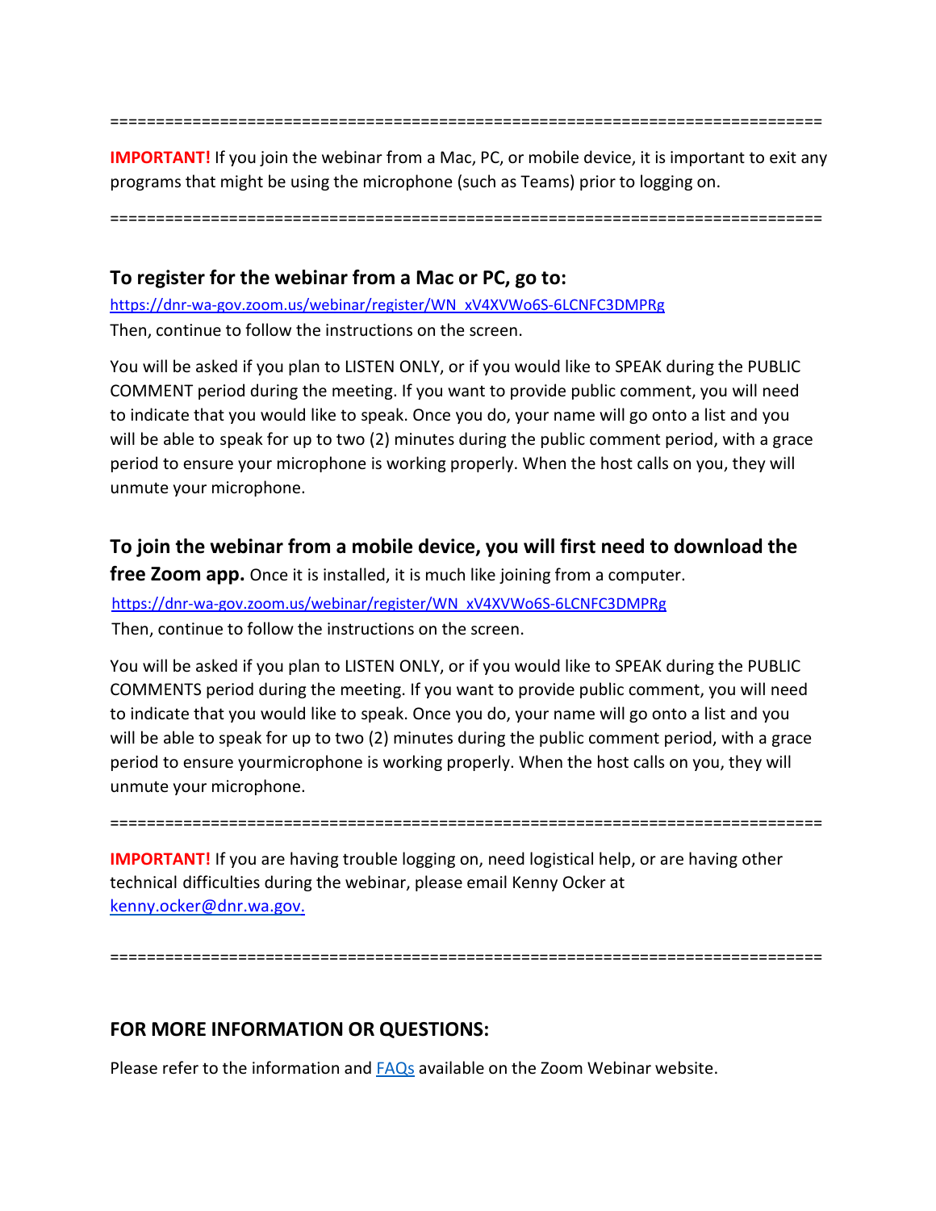================================================================================

**IMPORTANT!** If you join the webinar from a Mac, PC, or mobile device, it is important to exit any programs that might be using the microphone (such as Teams) prior to logging on.

================================================================================

### To register for the webinar from a Mac or PC, go to:

https://dnr-wa-gov.zoom.us/webinar/register/WN_xV4XVWo6S-6LCNFC3DMPRg

Then, continue to follow the instructions on the screen.

You will be asked if you plan to LISTEN ONLY, or if you would like to SPEAK during the PUBLIC COMMENT period during the meeting. If you want to provide public comment, you will need to indicate that you would like to speak. Once you do, your name will go onto a list and you will be able to speak for up to two (2) minutes during the public comment period, with a grace period to ensure your microphone is working properly. When the host calls on you, they will unmute your microphone.

### To join the webinar from a mobile device, you will first need to download the free Zoom app.

Once it is installed, it is much like joining from a computer.

https://dnr-wa-gov.zoom.us/webinar/register/WN_xV4XVWo6S-6LCNFC3DMPRg

Then, continue to follow the instructions on the screen.

You will be asked if you plan to LISTEN ONLY, or if you would like to SPEAK during the PUBLIC COMMENTS period during the meeting. If you want to provide public comment, you will need to indicate that you would like to speak. Once you do, your name will go onto a list and you will be able to speak for up to two (2) minutes during the public comment period, with a grace period to ensure yourmicrophone is working properly. When the host calls on you, they will unmute your microphone.

================================================================================

**IMPORTANT!** If you are having trouble logging on, need logistical help, or are having other technical difficulties during the webinar, please email Kenny Ocker at kenny.ocker@dnr.wa.gov.

================================================================================

### FOR MORE INFORMATION OR QUESTIONS:

Please refer to the information and FAQs available on the Zoom Webinar website.